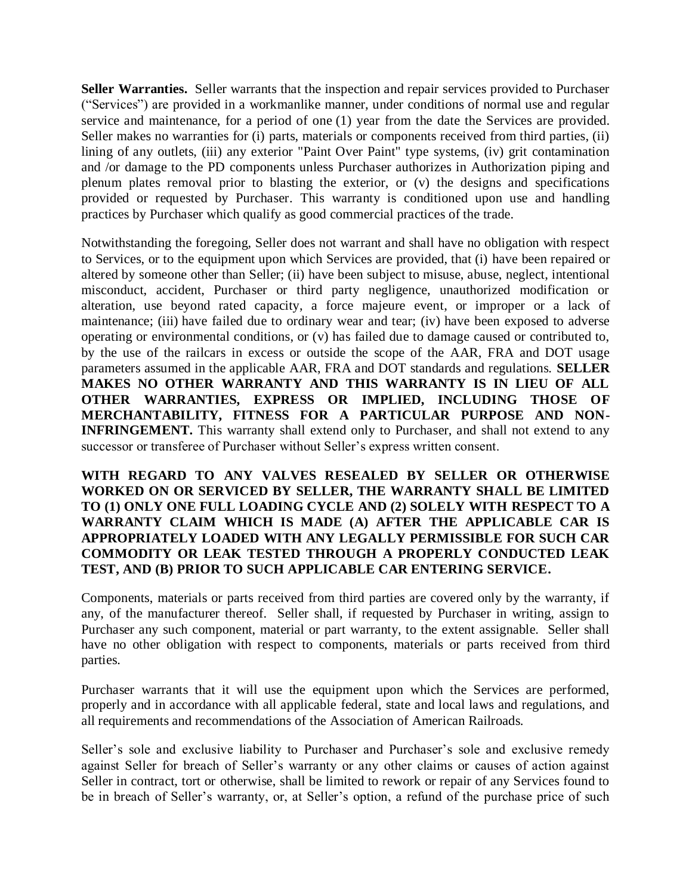**Seller Warranties.** Seller warrants that the inspection and repair services provided to Purchaser ("Services") are provided in a workmanlike manner, under conditions of normal use and regular service and maintenance, for a period of one (1) year from the date the Services are provided. Seller makes no warranties for (i) parts, materials or components received from third parties, (ii) lining of any outlets, (iii) any exterior "Paint Over Paint" type systems, (iv) grit contamination and /or damage to the PD components unless Purchaser authorizes in Authorization piping and plenum plates removal prior to blasting the exterior, or (v) the designs and specifications provided or requested by Purchaser. This warranty is conditioned upon use and handling practices by Purchaser which qualify as good commercial practices of the trade.

Notwithstanding the foregoing, Seller does not warrant and shall have no obligation with respect to Services, or to the equipment upon which Services are provided, that (i) have been repaired or altered by someone other than Seller; (ii) have been subject to misuse, abuse, neglect, intentional misconduct, accident, Purchaser or third party negligence, unauthorized modification or alteration, use beyond rated capacity, a force majeure event, or improper or a lack of maintenance; (iii) have failed due to ordinary wear and tear; (iv) have been exposed to adverse operating or environmental conditions, or (v) has failed due to damage caused or contributed to, by the use of the railcars in excess or outside the scope of the AAR, FRA and DOT usage parameters assumed in the applicable AAR, FRA and DOT standards and regulations. **SELLER MAKES NO OTHER WARRANTY AND THIS WARRANTY IS IN LIEU OF ALL OTHER WARRANTIES, EXPRESS OR IMPLIED, INCLUDING THOSE OF MERCHANTABILITY, FITNESS FOR A PARTICULAR PURPOSE AND NON-INFRINGEMENT.** This warranty shall extend only to Purchaser, and shall not extend to any successor or transferee of Purchaser without Seller's express written consent.

**WITH REGARD TO ANY VALVES RESEALED BY SELLER OR OTHERWISE WORKED ON OR SERVICED BY SELLER, THE WARRANTY SHALL BE LIMITED TO (1) ONLY ONE FULL LOADING CYCLE AND (2) SOLELY WITH RESPECT TO A WARRANTY CLAIM WHICH IS MADE (A) AFTER THE APPLICABLE CAR IS APPROPRIATELY LOADED WITH ANY LEGALLY PERMISSIBLE FOR SUCH CAR COMMODITY OR LEAK TESTED THROUGH A PROPERLY CONDUCTED LEAK TEST, AND (B) PRIOR TO SUCH APPLICABLE CAR ENTERING SERVICE.**

Components, materials or parts received from third parties are covered only by the warranty, if any, of the manufacturer thereof. Seller shall, if requested by Purchaser in writing, assign to Purchaser any such component, material or part warranty, to the extent assignable. Seller shall have no other obligation with respect to components, materials or parts received from third parties.

Purchaser warrants that it will use the equipment upon which the Services are performed, properly and in accordance with all applicable federal, state and local laws and regulations, and all requirements and recommendations of the Association of American Railroads.

Seller's sole and exclusive liability to Purchaser and Purchaser's sole and exclusive remedy against Seller for breach of Seller's warranty or any other claims or causes of action against Seller in contract, tort or otherwise, shall be limited to rework or repair of any Services found to be in breach of Seller's warranty, or, at Seller's option, a refund of the purchase price of such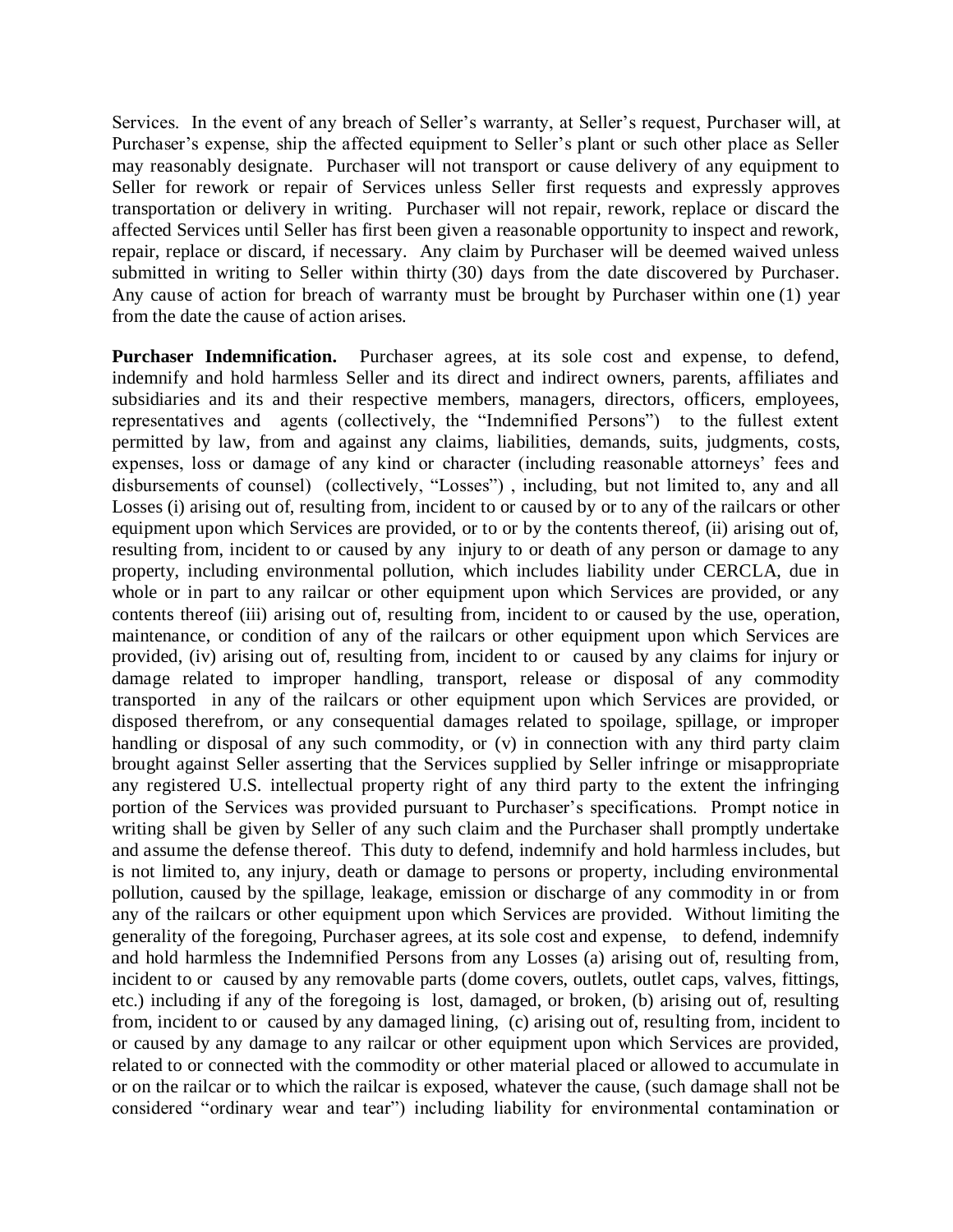Services. In the event of any breach of Seller's warranty, at Seller's request, Purchaser will, at Purchaser's expense, ship the affected equipment to Seller's plant or such other place as Seller may reasonably designate. Purchaser will not transport or cause delivery of any equipment to Seller for rework or repair of Services unless Seller first requests and expressly approves transportation or delivery in writing. Purchaser will not repair, rework, replace or discard the affected Services until Seller has first been given a reasonable opportunity to inspect and rework, repair, replace or discard, if necessary. Any claim by Purchaser will be deemed waived unless submitted in writing to Seller within thirty (30) days from the date discovered by Purchaser. Any cause of action for breach of warranty must be brought by Purchaser within one (1) year from the date the cause of action arises.

**Purchaser Indemnification.** Purchaser agrees, at its sole cost and expense, to defend, indemnify and hold harmless Seller and its direct and indirect owners, parents, affiliates and subsidiaries and its and their respective members, managers, directors, officers, employees, representatives and agents (collectively, the "Indemnified Persons") to the fullest extent permitted by law, from and against any claims, liabilities, demands, suits, judgments, costs, expenses, loss or damage of any kind or character (including reasonable attorneys' fees and disbursements of counsel) (collectively, "Losses") , including, but not limited to, any and all Losses (i) arising out of, resulting from, incident to or caused by or to any of the railcars or other equipment upon which Services are provided, or to or by the contents thereof, (ii) arising out of, resulting from, incident to or caused by any injury to or death of any person or damage to any property, including environmental pollution, which includes liability under CERCLA, due in whole or in part to any railcar or other equipment upon which Services are provided, or any contents thereof (iii) arising out of, resulting from, incident to or caused by the use, operation, maintenance, or condition of any of the railcars or other equipment upon which Services are provided, (iv) arising out of, resulting from, incident to or caused by any claims for injury or damage related to improper handling, transport, release or disposal of any commodity transported in any of the railcars or other equipment upon which Services are provided, or disposed therefrom, or any consequential damages related to spoilage, spillage, or improper handling or disposal of any such commodity, or (v) in connection with any third party claim brought against Seller asserting that the Services supplied by Seller infringe or misappropriate any registered U.S. intellectual property right of any third party to the extent the infringing portion of the Services was provided pursuant to Purchaser's specifications. Prompt notice in writing shall be given by Seller of any such claim and the Purchaser shall promptly undertake and assume the defense thereof. This duty to defend, indemnify and hold harmless includes, but is not limited to, any injury, death or damage to persons or property, including environmental pollution, caused by the spillage, leakage, emission or discharge of any commodity in or from any of the railcars or other equipment upon which Services are provided. Without limiting the generality of the foregoing, Purchaser agrees, at its sole cost and expense, to defend, indemnify and hold harmless the Indemnified Persons from any Losses (a) arising out of, resulting from, incident to or caused by any removable parts (dome covers, outlets, outlet caps, valves, fittings, etc.) including if any of the foregoing is lost, damaged, or broken, (b) arising out of, resulting from, incident to or caused by any damaged lining, (c) arising out of, resulting from, incident to or caused by any damage to any railcar or other equipment upon which Services are provided, related to or connected with the commodity or other material placed or allowed to accumulate in or on the railcar or to which the railcar is exposed, whatever the cause, (such damage shall not be considered "ordinary wear and tear") including liability for environmental contamination or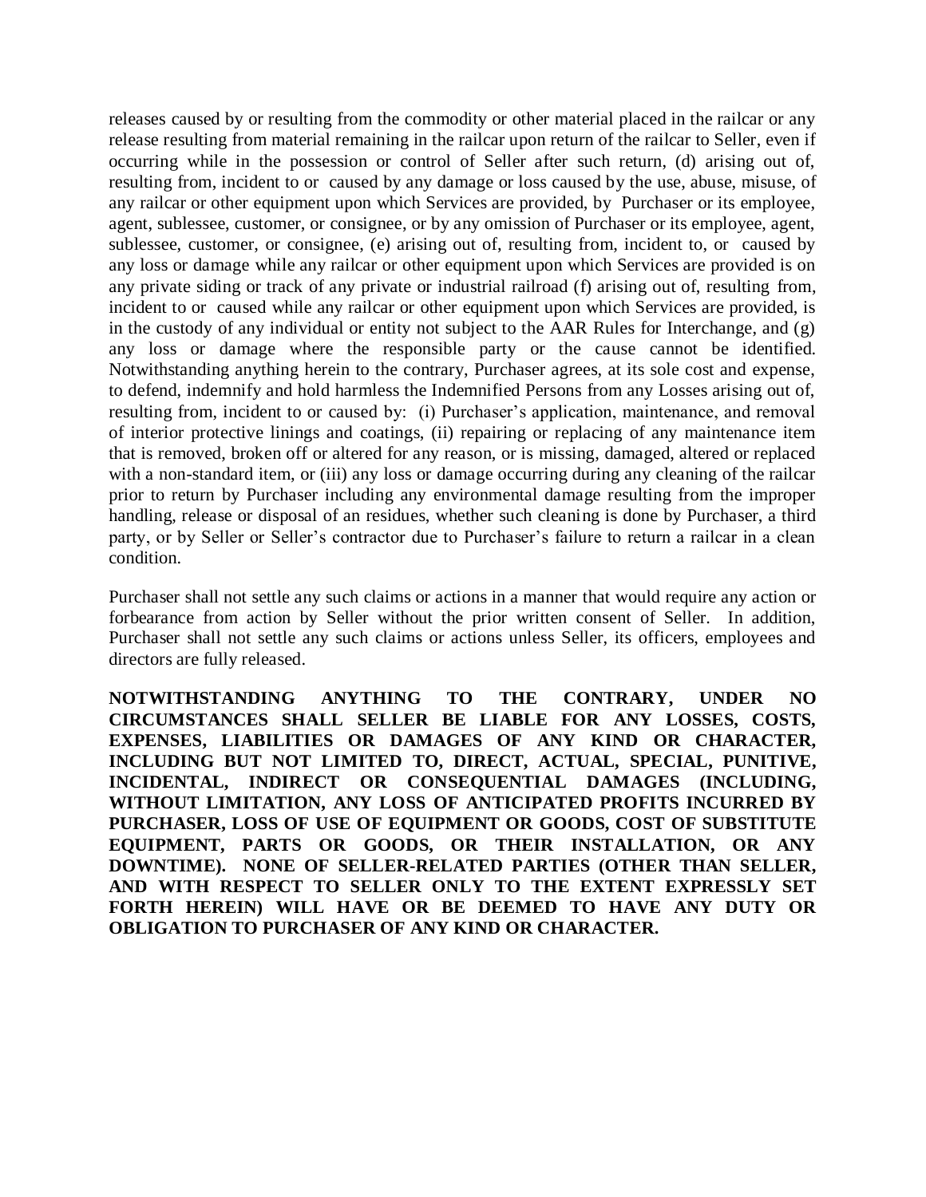releases caused by or resulting from the commodity or other material placed in the railcar or any release resulting from material remaining in the railcar upon return of the railcar to Seller, even if occurring while in the possession or control of Seller after such return, (d) arising out of, resulting from, incident to or caused by any damage or loss caused by the use, abuse, misuse, of any railcar or other equipment upon which Services are provided, by Purchaser or its employee, agent, sublessee, customer, or consignee, or by any omission of Purchaser or its employee, agent, sublessee, customer, or consignee, (e) arising out of, resulting from, incident to, or caused by any loss or damage while any railcar or other equipment upon which Services are provided is on any private siding or track of any private or industrial railroad (f) arising out of, resulting from, incident to or caused while any railcar or other equipment upon which Services are provided, is in the custody of any individual or entity not subject to the AAR Rules for Interchange, and (g) any loss or damage where the responsible party or the cause cannot be identified. Notwithstanding anything herein to the contrary, Purchaser agrees, at its sole cost and expense, to defend, indemnify and hold harmless the Indemnified Persons from any Losses arising out of, resulting from, incident to or caused by: (i) Purchaser's application, maintenance, and removal of interior protective linings and coatings, (ii) repairing or replacing of any maintenance item that is removed, broken off or altered for any reason, or is missing, damaged, altered or replaced with a non-standard item, or (iii) any loss or damage occurring during any cleaning of the railcar prior to return by Purchaser including any environmental damage resulting from the improper handling, release or disposal of an residues, whether such cleaning is done by Purchaser, a third party, or by Seller or Seller's contractor due to Purchaser's failure to return a railcar in a clean condition.

Purchaser shall not settle any such claims or actions in a manner that would require any action or forbearance from action by Seller without the prior written consent of Seller. In addition, Purchaser shall not settle any such claims or actions unless Seller, its officers, employees and directors are fully released.

**NOTWITHSTANDING ANYTHING TO THE CONTRARY, UNDER NO CIRCUMSTANCES SHALL SELLER BE LIABLE FOR ANY LOSSES, COSTS, EXPENSES, LIABILITIES OR DAMAGES OF ANY KIND OR CHARACTER, INCLUDING BUT NOT LIMITED TO, DIRECT, ACTUAL, SPECIAL, PUNITIVE, INCIDENTAL, INDIRECT OR CONSEQUENTIAL DAMAGES (INCLUDING, WITHOUT LIMITATION, ANY LOSS OF ANTICIPATED PROFITS INCURRED BY PURCHASER, LOSS OF USE OF EQUIPMENT OR GOODS, COST OF SUBSTITUTE EQUIPMENT, PARTS OR GOODS, OR THEIR INSTALLATION, OR ANY DOWNTIME). NONE OF SELLER-RELATED PARTIES (OTHER THAN SELLER, AND WITH RESPECT TO SELLER ONLY TO THE EXTENT EXPRESSLY SET FORTH HEREIN) WILL HAVE OR BE DEEMED TO HAVE ANY DUTY OR OBLIGATION TO PURCHASER OF ANY KIND OR CHARACTER.**